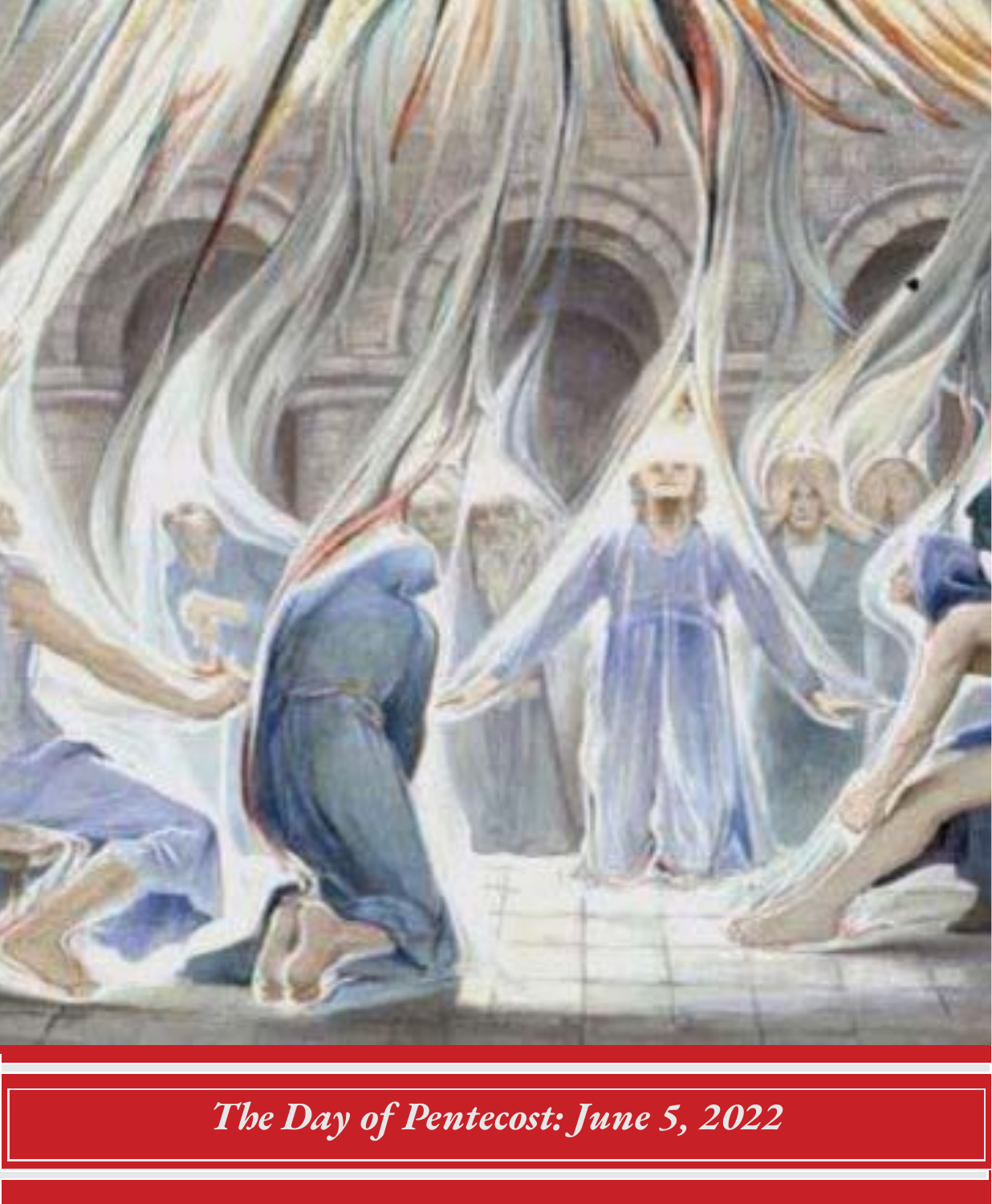*The Day of Pentecost: June 5, 2022*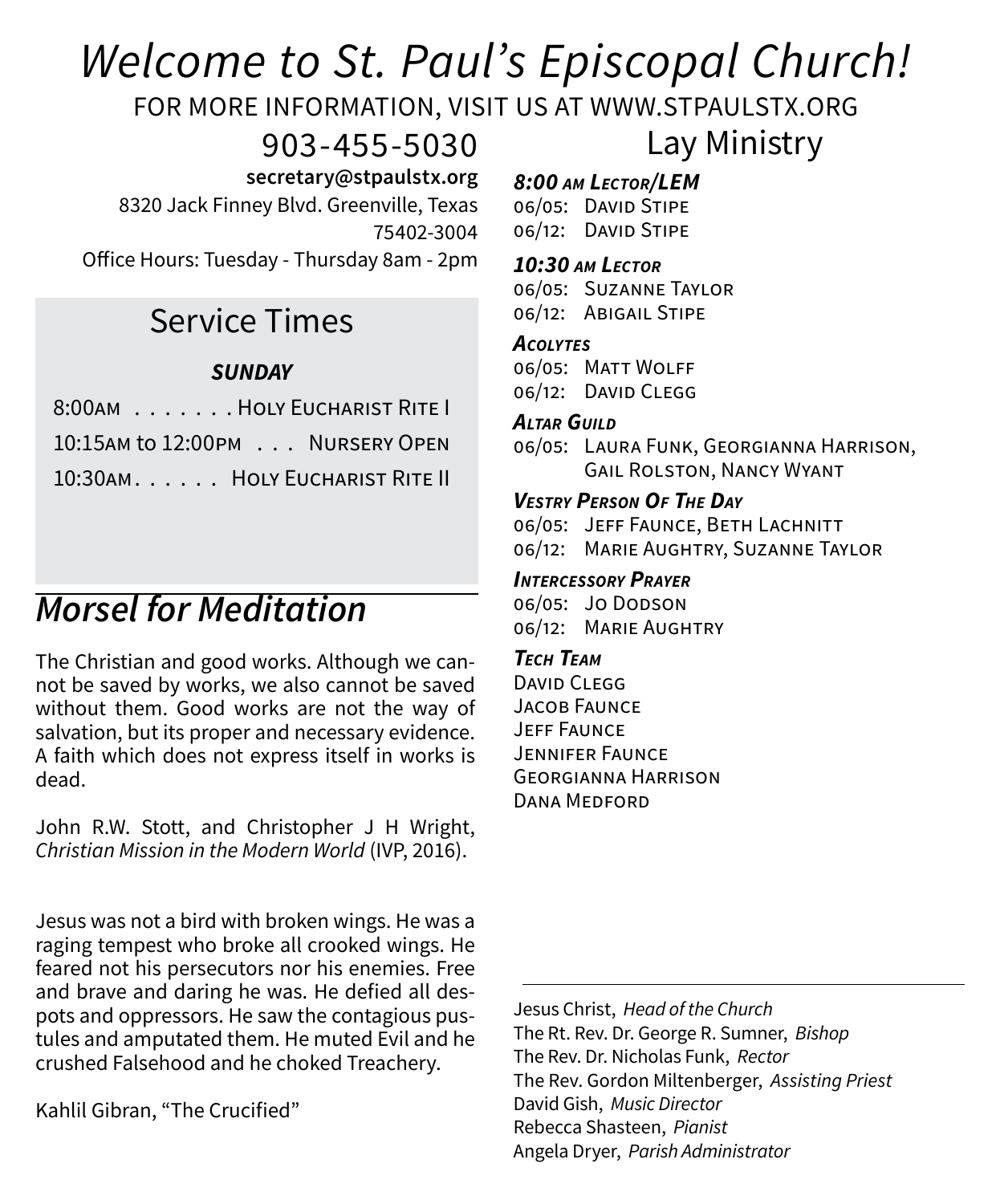# *Welcome to St. Paul's Episcopal Church!*

FOR MORE INFORMATION, VISIT US AT WWW.STPAULSTX.ORG

## 903-455-5030

**secretary@stpaulstx.org**

8320 Jack Finney Blvd. Greenville, Texas 75402-3004

Office Hours: Tuesday - Thursday 8am - 2pm

## Service Times

***SUNDAY***

8:00AM . . . . . . . Holy Eucharist Rite I

10:15AM to 12:00PM . . . Nursery Open

10:30AM. . . . . . Holy Eucharist Rite II

## *Morsel for Meditation*

The Christian and good works. Although we cannot be saved by works, we also cannot be saved without them. Good works are not the way of salvation, but its proper and necessary evidence. A faith which does not express itself in works is dead.

John R.W. Stott, and Christopher J H Wright, *Christian Mission in the Modern World* (IVP, 2016).

Jesus was not a bird with broken wings. He was a raging tempest who broke all crooked wings. He feared not his persecutors nor his enemies. Free and brave and daring he was. He defied all despots and oppressors. He saw the contagious pustules and amputated them. He muted Evil and he crushed Falsehood and he choked Treachery.

Kahlil Gibran, "The Crucified"

## Lay Ministry

***8:00 AM Lector/LEM***

06/05: David Stipe
06/12: David Stipe

***10:30 AM Lector***

06/05: Suzanne Taylor
06/12: Abigail Stipe

***Acolytes***

06/05: Matt Wolff
06/12: David Clegg

***Altar Guild***

06/05: Laura Funk, Georgianna Harrison, Gail Rolston, Nancy Wyant

***Vestry Person Of The Day***

06/05: Jeff Faunce, Beth Lachnitt
06/12: Marie Aughtry, Suzanne Taylor

***Intercessory Prayer***

06/05: Jo Dodson
06/12: Marie Aughtry

***Tech Team***

David Clegg
Jacob Faunce
Jeff Faunce
Jennifer Faunce
Georgianna Harrison
Dana Medford

---

Jesus Christ, *Head of the Church*
The Rt. Rev. Dr. George R. Sumner, *Bishop*
The Rev. Dr. Nicholas Funk, *Rector*
The Rev. Gordon Miltenberger, *Assisting Priest*
David Gish, *Music Director*
Rebecca Shasteen, *Pianist*
Angela Dryer, *Parish Administrator*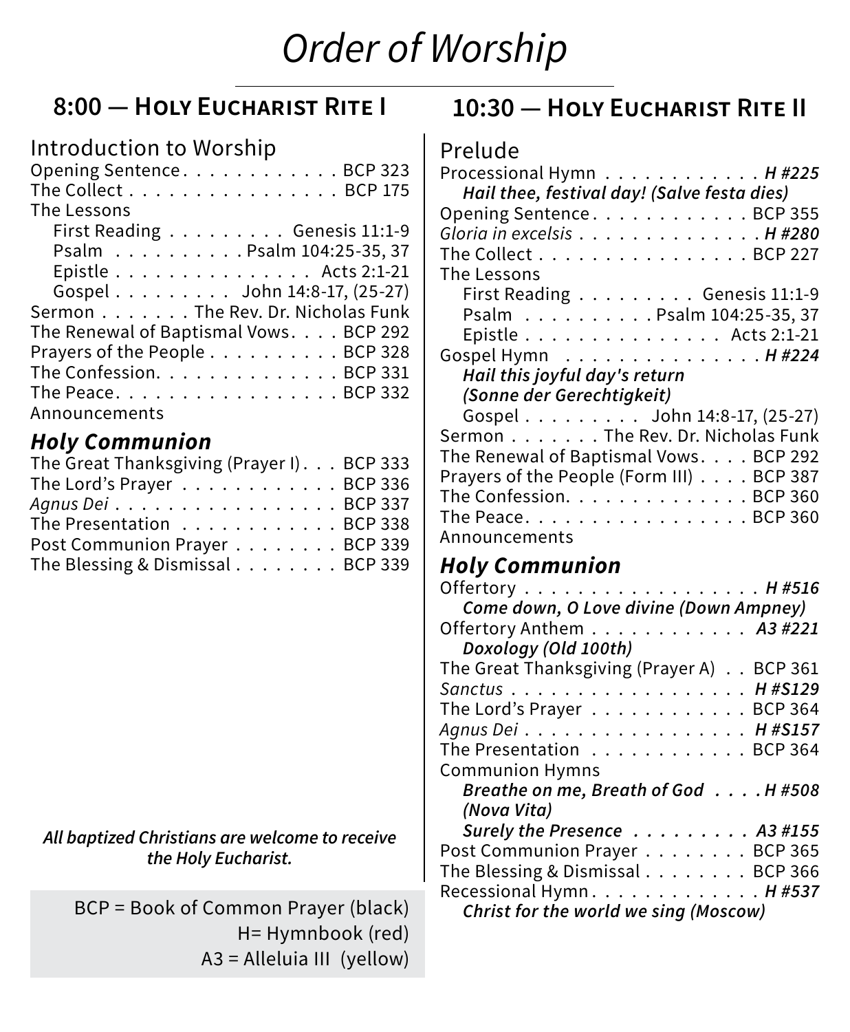# *Order of Worship*

## 8:00 — Holy Eucharist Rite I

Introduction to Worship

Opening Sentence . . . . . . . . . . . . BCP 323
The Collect . . . . . . . . . . . . . . . . BCP 175
The Lessons
  First Reading . . . . . . . . . Genesis 11:1-9
  Psalm . . . . . . . . . . Psalm 104:25-35, 37
  Epistle . . . . . . . . . . . . . . . Acts 2:1-21
  Gospel . . . . . . . . . John 14:8-17, (25-27)
Sermon . . . . . . . The Rev. Dr. Nicholas Funk
The Renewal of Baptismal Vows. . . . BCP 292
Prayers of the People . . . . . . . . . . BCP 328
The Confession. . . . . . . . . . . . . . BCP 331
The Peace. . . . . . . . . . . . . . . . . BCP 332
Announcements

### *Holy Communion*

The Great Thanksgiving (Prayer I) . . . BCP 333
The Lord's Prayer . . . . . . . . . . . . BCP 336
*Agnus Dei* . . . . . . . . . . . . . . . . . BCP 337
The Presentation . . . . . . . . . . . . BCP 338
Post Communion Prayer . . . . . . . . BCP 339
The Blessing & Dismissal . . . . . . . . BCP 339

***All baptized Christians are welcome to receive the Holy Eucharist.***

BCP = Book of Common Prayer (black)
H= Hymnbook (red)
A3 = Alleluia III (yellow)

## 10:30 — Holy Eucharist Rite II

Prelude

Processional Hymn . . . . . . . . . . . . ***H #225***
  ***Hail thee, festival day! (Salve festa dies)***
Opening Sentence . . . . . . . . . . . . BCP 355
*Gloria in excelsis* . . . . . . . . . . . . . ***H #280***
The Collect . . . . . . . . . . . . . . . . BCP 227
The Lessons
  First Reading . . . . . . . . . Genesis 11:1-9
  Psalm . . . . . . . . . . Psalm 104:25-35, 37
  Epistle . . . . . . . . . . . . . . . Acts 2:1-21
Gospel Hymn . . . . . . . . . . . . . . ***H #224***
  ***Hail this joyful day's return (Sonne der Gerechtigkeit)***
  Gospel . . . . . . . . . John 14:8-17, (25-27)
Sermon . . . . . . . The Rev. Dr. Nicholas Funk
The Renewal of Baptismal Vows. . . . BCP 292
Prayers of the People (Form III) . . . . BCP 387
The Confession. . . . . . . . . . . . . . BCP 360
The Peace. . . . . . . . . . . . . . . . . BCP 360
Announcements

### *Holy Communion*

Offertory . . . . . . . . . . . . . . . . . . ***H #516***
  ***Come down, O Love divine (Down Ampney)***
Offertory Anthem . . . . . . . . . . . . ***A3 #221***
  ***Doxology (Old 100th)***
The Great Thanksgiving (Prayer A) . . BCP 361
*Sanctus* . . . . . . . . . . . . . . . . . . ***H #S129***
The Lord's Prayer . . . . . . . . . . . . BCP 364
*Agnus Dei* . . . . . . . . . . . . . . . . . ***H #S157***
The Presentation . . . . . . . . . . . . BCP 364
Communion Hymns
  ***Breathe on me, Breath of God . . . . H #508 (Nova Vita)***
  ***Surely the Presence . . . . . . . . . A3 #155***
Post Communion Prayer . . . . . . . . BCP 365
The Blessing & Dismissal . . . . . . . . BCP 366
Recessional Hymn. . . . . . . . . . . . . ***H #537***
  ***Christ for the world we sing (Moscow)***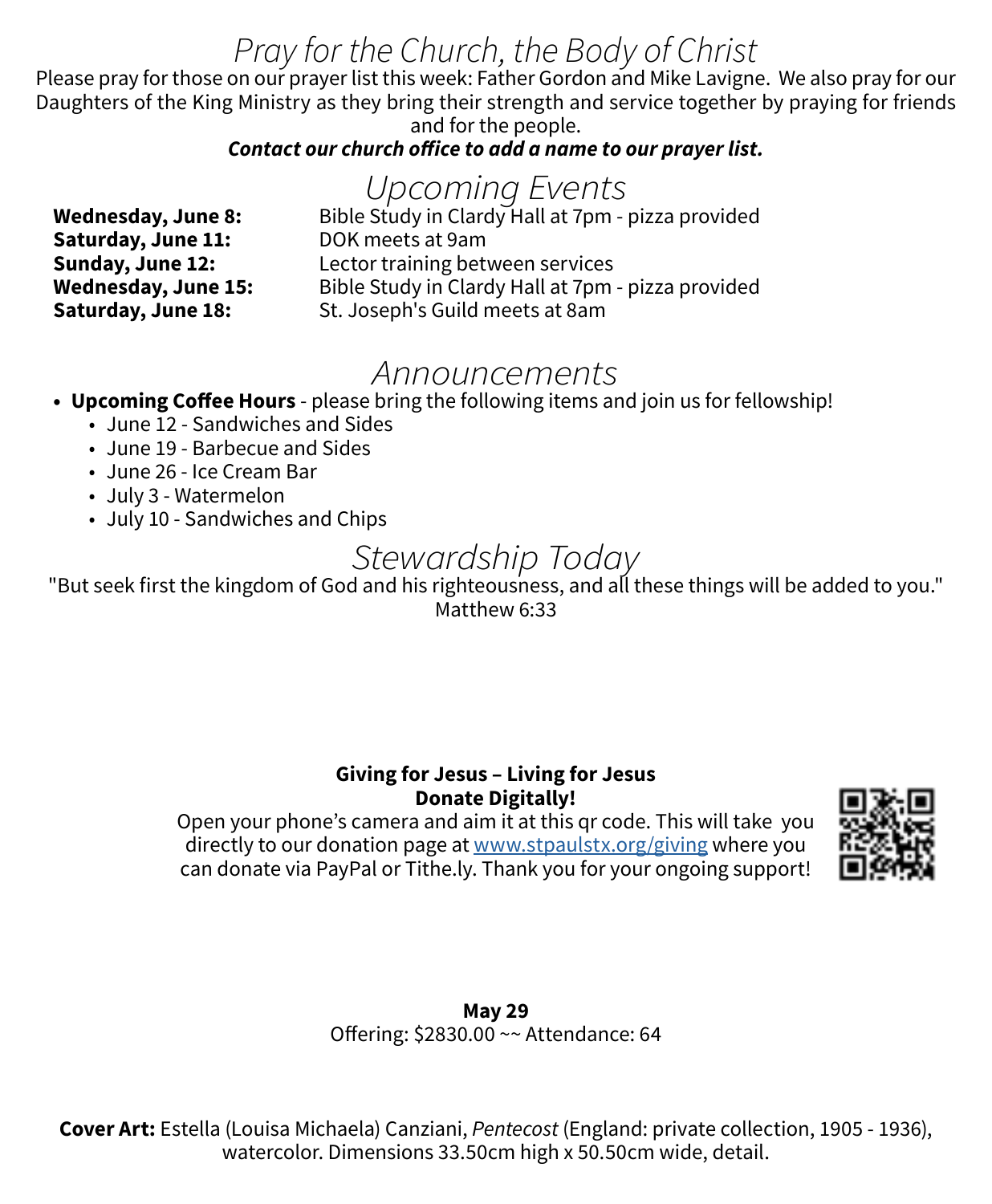# *Pray for the Church, the Body of Christ*

Please pray for those on our prayer list this week: Father Gordon and Mike Lavigne. We also pray for our Daughters of the King Ministry as they bring their strength and service together by praying for friends and for the people.

***Contact our church office to add a name to our prayer list.***

# *Upcoming Events*

| | |
|---|---|
| **Wednesday, June 8:** | Bible Study in Clardy Hall at 7pm - pizza provided |
| **Saturday, June 11:** | DOK meets at 9am |
| **Sunday, June 12:** | Lector training between services |
| **Wednesday, June 15:** | Bible Study in Clardy Hall at 7pm - pizza provided |
| **Saturday, June 18:** | St. Joseph's Guild meets at 8am |

# *Announcements*

- **Upcoming Coffee Hours** - please bring the following items and join us for fellowship!
  - June 12 - Sandwiches and Sides
  - June 19 - Barbecue and Sides
  - June 26 - Ice Cream Bar
  - July 3 - Watermelon
  - July 10 - Sandwiches and Chips

# *Stewardship Today*

"But seek first the kingdom of God and his righteousness, and all these things will be added to you."
Matthew 6:33

**Giving for Jesus – Living for Jesus**
**Donate Digitally!**

Open your phone's camera and aim it at this qr code. This will take you directly to our donation page at www.stpaulstx.org/giving where you can donate via PayPal or Tithe.ly. Thank you for your ongoing support!

**May 29**
Offering: $2830.00 ~~ Attendance: 64

**Cover Art:** Estella (Louisa Michaela) Canziani, *Pentecost* (England: private collection, 1905 - 1936), watercolor. Dimensions 33.50cm high x 50.50cm wide, detail.